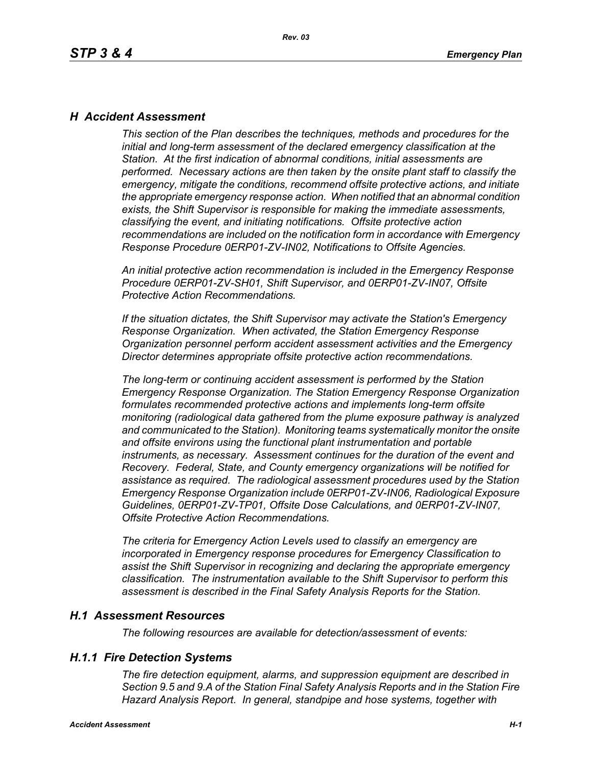# H Accident Assessment

*This section of the Plan describes the techniques, methods and procedures for the initial and long-term assessment of the declared emergency classification at the Station. At the first indication of abnormal conditions, initial assessments are performed. Necessary actions are then taken by the onsite plant staff to classify the emergency, mitigate the conditions, recommend offsite protective actions, and initiate the appropriate emergency response action. When notified that an abnormal condition exists, the Shift Supervisor is responsible for making the immediate assessments, classifying the event, and initiating notifications. Offsite protective action recommendations are included on the notification form in accordance with Emergency Response Procedure 0ERP01-ZV-IN02, Notifications to Offsite Agencies.*

*An initial protective action recommendation is included in the Emergency Response Procedure 0ERP01-ZV-SH01, Shift Supervisor, and 0ERP01-ZV-IN07, Offsite Protective Action Recommendations.*

*If the situation dictates, the Shift Supervisor may activate the Station's Emergency Response Organization. When activated, the Station Emergency Response Organization personnel perform accident assessment activities and the Emergency Director determines appropriate offsite protective action recommendations.*

*The long-term or continuing accident assessment is performed by the Station Emergency Response Organization. The Station Emergency Response Organization formulates recommended protective actions and implements long-term offsite monitoring (radiological data gathered from the plume exposure pathway is analyzed and communicated to the Station). Monitoring teams systematically monitor the onsite and offsite environs using the functional plant instrumentation and portable instruments, as necessary. Assessment continues for the duration of the event and Recovery. Federal, State, and County emergency organizations will be notified for assistance as required. The radiological assessment procedures used by the Station Emergency Response Organization include 0ERP01-ZV-IN06, Radiological Exposure Guidelines, 0ERP01-ZV-TP01, Offsite Dose Calculations, and 0ERP01-ZV-IN07, Offsite Protective Action Recommendations.*

*The criteria for Emergency Action Levels used to classify an emergency are incorporated in Emergency response procedures for Emergency Classification to assist the Shift Supervisor in recognizing and declaring the appropriate emergency classification. The instrumentation available to the Shift Supervisor to perform this assessment is described in the Final Safety Analysis Reports for the Station.*

## H.1 Assessment Resources

*The following resources are available for detection/assessment of events:*

### H.1.1 Fire Detection Systems

*The fire detection equipment, alarms, and suppression equipment are described in Section 9.5 and 9.A of the Station Final Safety Analysis Reports and in the Station Fire Hazard Analysis Report. In general, standpipe and hose systems, together with*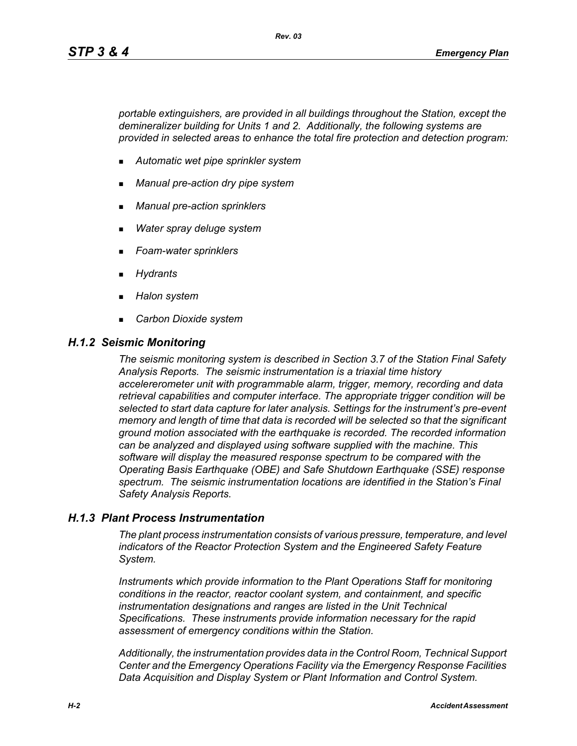*portable extinguishers, are provided in all buildings throughout the Station, except the demineralizer building for Units 1 and 2. Additionally, the following systems are provided in selected areas to enhance the total fire protection and detection program:*

- *Automatic wet pipe sprinkler system*
- *Manual pre-action dry pipe system*
- *Manual pre-action sprinklers*
- *Water spray deluge system*
- *Foam-water sprinklers*
- *Hydrants*
- *Halon system*
- *Carbon Dioxide system*

## *H.1.2 Seismic Monitoring*

*The seismic monitoring system is described in Section 3.7 of the Station Final Safety Analysis Reports. The seismic instrumentation is a triaxial time history accelererometer unit with programmable alarm, trigger, memory, recording and data retrieval capabilities and computer interface. The appropriate trigger condition will be selected to start data capture for later analysis. Settings for the instrument's pre-event memory and length of time that data is recorded will be selected so that the significant ground motion associated with the earthquake is recorded. The recorded information can be analyzed and displayed using software supplied with the machine. This software will display the measured response spectrum to be compared with the Operating Basis Earthquake (OBE) and Safe Shutdown Earthquake (SSE) response spectrum. The seismic instrumentation locations are identified in the Station's Final Safety Analysis Reports.*

## *H.1.3 Plant Process Instrumentation*

*The plant process instrumentation consists of various pressure, temperature, and level indicators of the Reactor Protection System and the Engineered Safety Feature System.*

*Instruments which provide information to the Plant Operations Staff for monitoring conditions in the reactor, reactor coolant system, and containment, and specific instrumentation designations and ranges are listed in the Unit Technical Specifications. These instruments provide information necessary for the rapid assessment of emergency conditions within the Station.*

*Additionally, the instrumentation provides data in the Control Room, Technical Support Center and the Emergency Operations Facility via the Emergency Response Facilities Data Acquisition and Display System or Plant Information and Control System.*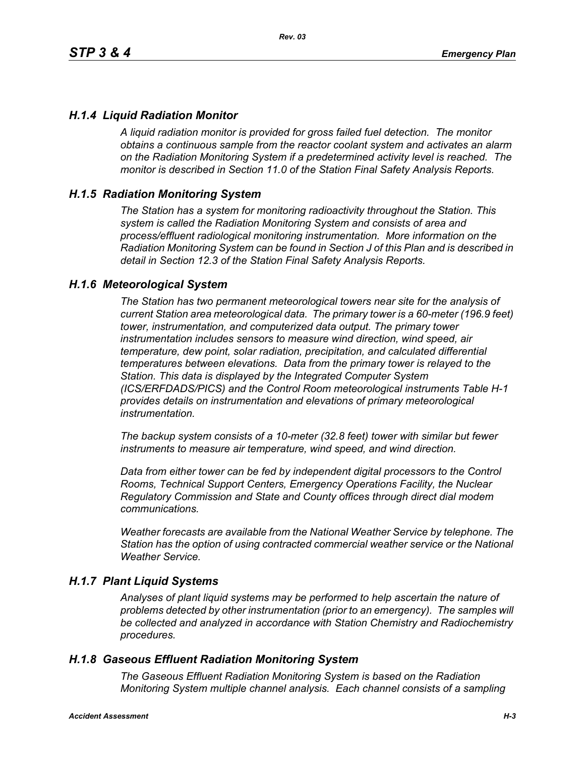### *H.1.4 Liquid Radiation Monitor*

*A liquid radiation monitor is provided for gross failed fuel detection. The monitor obtains a continuous sample from the reactor coolant system and activates an alarm on the Radiation Monitoring System if a predetermined activity level is reached. The monitor is described in Section 11.0 of the Station Final Safety Analysis Reports.*

### *H.1.5 Radiation Monitoring System*

*The Station has a system for monitoring radioactivity throughout the Station. This system is called the Radiation Monitoring System and consists of area and process/effluent radiological monitoring instrumentation. More information on the Radiation Monitoring System can be found in Section J of this Plan and is described in detail in Section 12.3 of the Station Final Safety Analysis Reports.*

### *H.1.6 Meteorological System*

*The Station has two permanent meteorological towers near site for the analysis of current Station area meteorological data. The primary tower is a 60-meter (196.9 feet) tower, instrumentation, and computerized data output. The primary tower instrumentation includes sensors to measure wind direction, wind speed, air temperature, dew point, solar radiation, precipitation, and calculated differential temperatures between elevations. Data from the primary tower is relayed to the Station. This data is displayed by the Integrated Computer System (ICS/ERFDADS/PICS) and the Control Room meteorological instruments Table H-1 provides details on instrumentation and elevations of primary meteorological instrumentation.*

*The backup system consists of a 10-meter (32.8 feet) tower with similar but fewer instruments to measure air temperature, wind speed, and wind direction.*

*Data from either tower can be fed by independent digital processors to the Control Rooms, Technical Support Centers, Emergency Operations Facility, the Nuclear Regulatory Commission and State and County offices through direct dial modem communications.*

*Weather forecasts are available from the National Weather Service by telephone. The Station has the option of using contracted commercial weather service or the National Weather Service.*

### *H.1.7 Plant Liquid Systems*

*Analyses of plant liquid systems may be performed to help ascertain the nature of problems detected by other instrumentation (prior to an emergency). The samples will be collected and analyzed in accordance with Station Chemistry and Radiochemistry procedures.*

### *H.1.8 Gaseous Effluent Radiation Monitoring System*

*The Gaseous Effluent Radiation Monitoring System is based on the Radiation Monitoring System multiple channel analysis. Each channel consists of a sampling*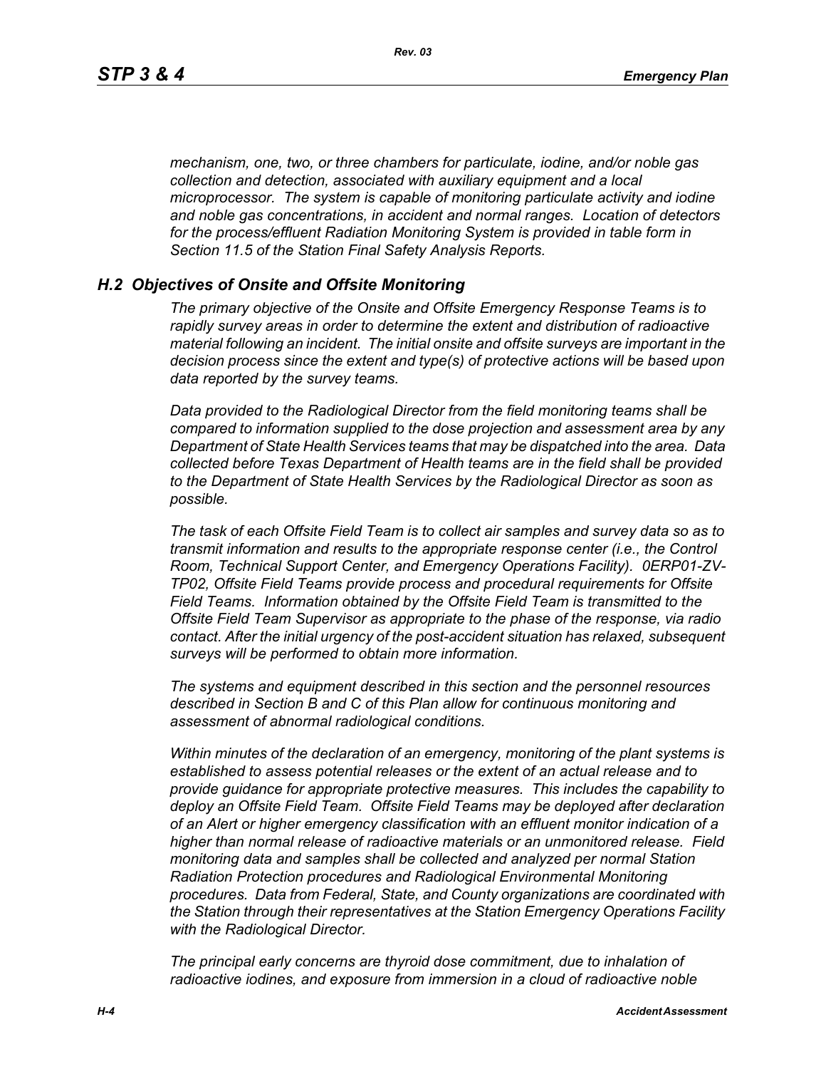*mechanism, one, two, or three chambers for particulate, iodine, and/or noble gas collection and detection, associated with auxiliary equipment and a local microprocessor. The system is capable of monitoring particulate activity and iodine and noble gas concentrations, in accident and normal ranges. Location of detectors for the process/effluent Radiation Monitoring System is provided in table form in Section 11.5 of the Station Final Safety Analysis Reports.*

## *H.2 Objectives of Onsite and Offsite Monitoring*

*The primary objective of the Onsite and Offsite Emergency Response Teams is to rapidly survey areas in order to determine the extent and distribution of radioactive material following an incident. The initial onsite and offsite surveys are important in the decision process since the extent and type(s) of protective actions will be based upon data reported by the survey teams.*

*Data provided to the Radiological Director from the field monitoring teams shall be compared to information supplied to the dose projection and assessment area by any Department of State Health Services teams that may be dispatched into the area. Data collected before Texas Department of Health teams are in the field shall be provided to the Department of State Health Services by the Radiological Director as soon as possible.*

*The task of each Offsite Field Team is to collect air samples and survey data so as to transmit information and results to the appropriate response center (i.e., the Control Room, Technical Support Center, and Emergency Operations Facility). 0ERP01-ZV-TP02, Offsite Field Teams provide process and procedural requirements for Offsite Field Teams. Information obtained by the Offsite Field Team is transmitted to the Offsite Field Team Supervisor as appropriate to the phase of the response, via radio contact. After the initial urgency of the post-accident situation has relaxed, subsequent surveys will be performed to obtain more information.*

*The systems and equipment described in this section and the personnel resources described in Section B and C of this Plan allow for continuous monitoring and assessment of abnormal radiological conditions.*

*Within minutes of the declaration of an emergency, monitoring of the plant systems is established to assess potential releases or the extent of an actual release and to provide guidance for appropriate protective measures. This includes the capability to deploy an Offsite Field Team. Offsite Field Teams may be deployed after declaration of an Alert or higher emergency classification with an effluent monitor indication of a higher than normal release of radioactive materials or an unmonitored release. Field monitoring data and samples shall be collected and analyzed per normal Station Radiation Protection procedures and Radiological Environmental Monitoring procedures. Data from Federal, State, and County organizations are coordinated with the Station through their representatives at the Station Emergency Operations Facility with the Radiological Director.*

*The principal early concerns are thyroid dose commitment, due to inhalation of radioactive iodines, and exposure from immersion in a cloud of radioactive noble*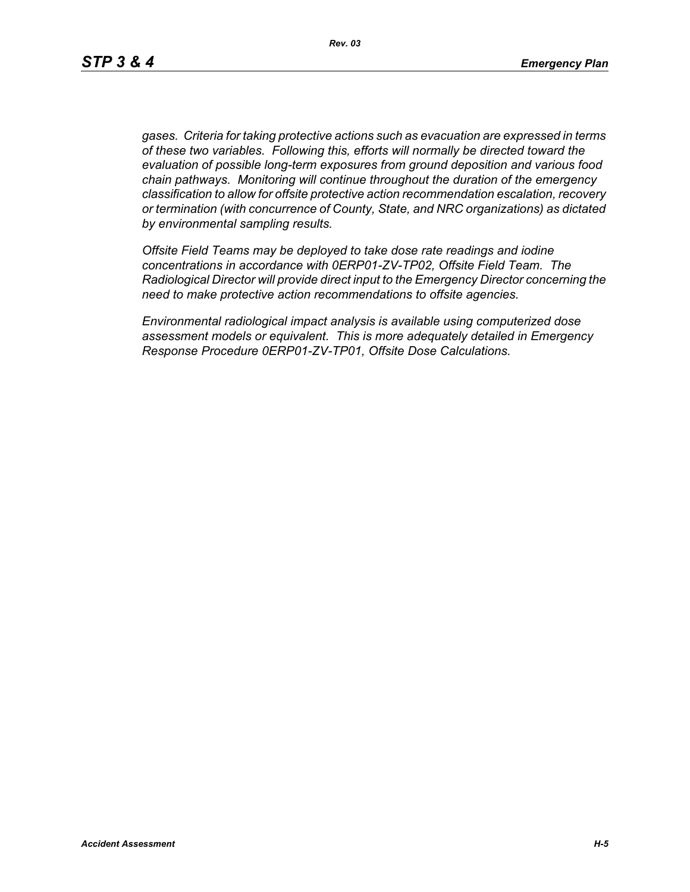*gases. Criteria for taking protective actions such as evacuation are expressed in terms of these two variables. Following this, efforts will normally be directed toward the evaluation of possible long-term exposures from ground deposition and various food chain pathways. Monitoring will continue throughout the duration of the emergency classification to allow for offsite protective action recommendation escalation, recovery or termination (with concurrence of County, State, and NRC organizations) as dictated by environmental sampling results.*

*Offsite Field Teams may be deployed to take dose rate readings and iodine concentrations in accordance with 0ERP01-ZV-TP02, Offsite Field Team. The Radiological Director will provide direct input to the Emergency Director concerning the need to make protective action recommendations to offsite agencies.*

*Environmental radiological impact analysis is available using computerized dose assessment models or equivalent. This is more adequately detailed in Emergency Response Procedure 0ERP01-ZV-TP01, Offsite Dose Calculations.*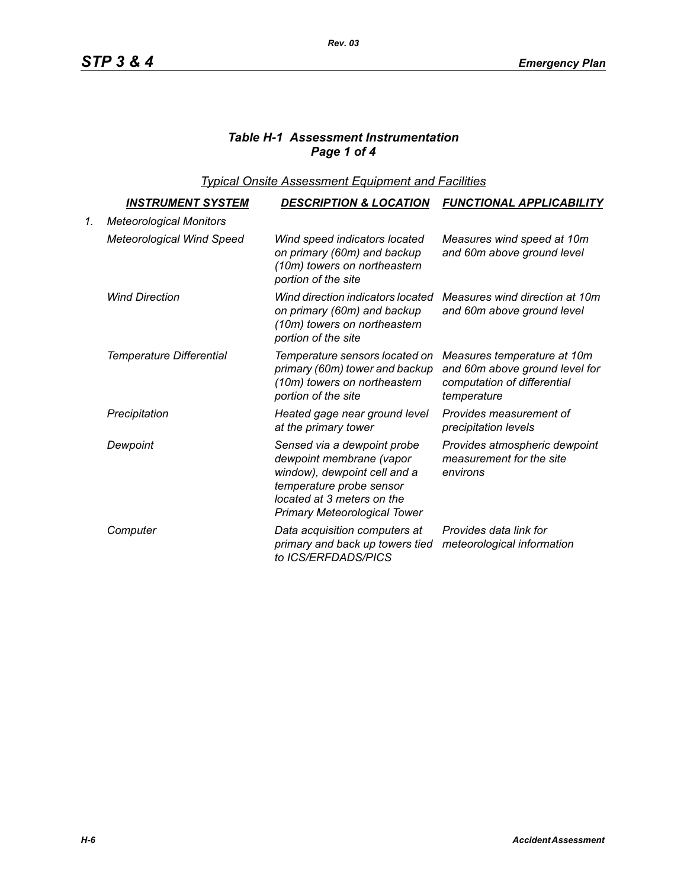### *Table H-1 Assessment Instrumentation*
### *Page 1 of 4*

*Typical Onsite Assessment Equipment and Facilities*

| | INSTRUMENT SYSTEM | DESCRIPTION & LOCATION | FUNCTIONAL APPLICABILITY |
|---|---|---|---|
| 1. | *Meteorological Monitors* | | |
| | *Meteorological Wind Speed* | *Wind speed indicators located on primary (60m) and backup (10m) towers on northeastern portion of the site* | *Measures wind speed at 10m and 60m above ground level* |
| | *Wind Direction* | *Wind direction indicators located on primary (60m) and backup (10m) towers on northeastern portion of the site* | *Measures wind direction at 10m and 60m above ground level* |
| | *Temperature Differential* | *Temperature sensors located on primary (60m) tower and backup (10m) towers on northeastern portion of the site* | *Measures temperature at 10m and 60m above ground level for computation of differential temperature* |
| | *Precipitation* | *Heated gage near ground level at the primary tower* | *Provides measurement of precipitation levels* |
| | *Dewpoint* | *Sensed via a dewpoint probe dewpoint membrane (vapor window), dewpoint cell and a temperature probe sensor located at 3 meters on the Primary Meteorological Tower* | *Provides atmospheric dewpoint measurement for the site environs* |
| | *Computer* | *Data acquisition computers at primary and back up towers tied to ICS/ERFDADS/PICS* | *Provides data link for meteorological information* |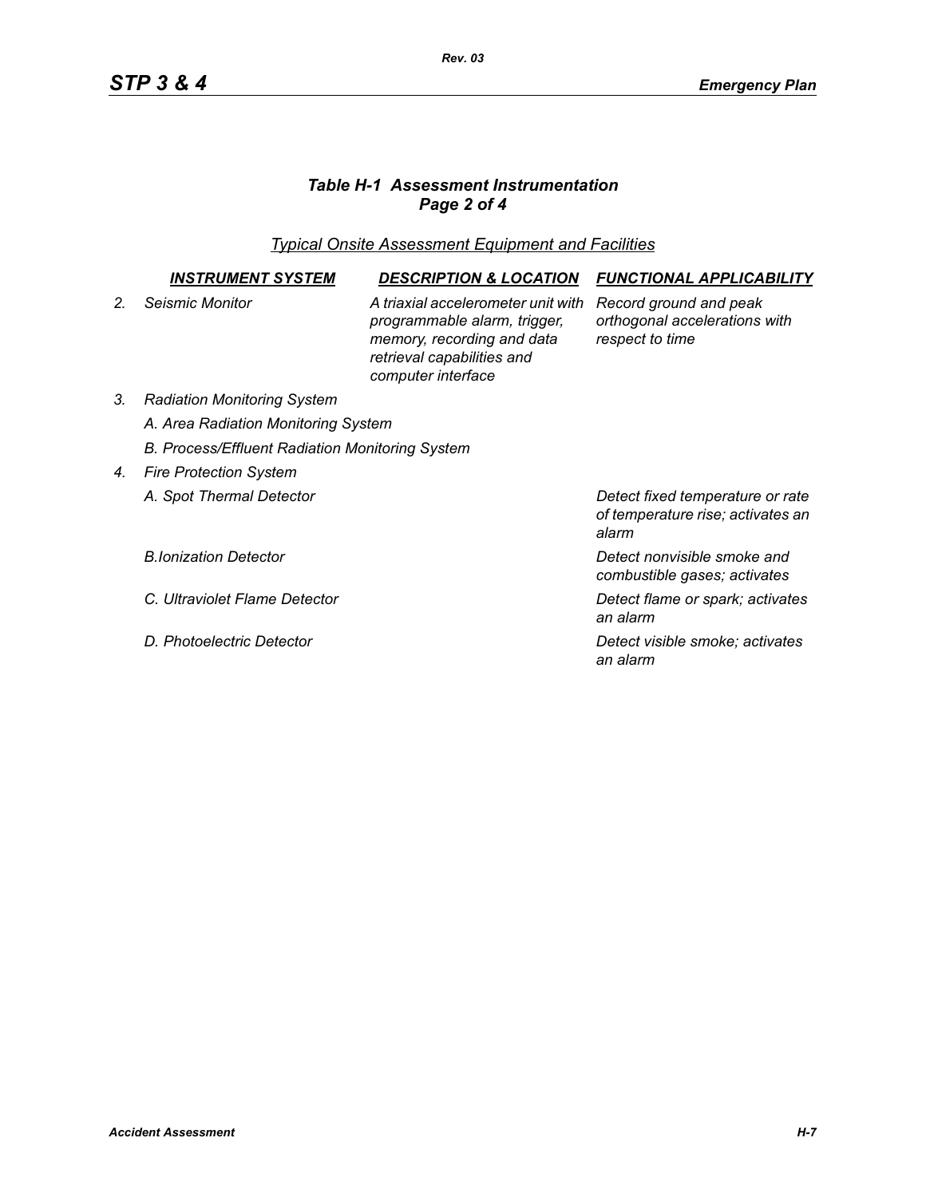### *Table H-1 Assessment Instrumentation*
### *Page 2 of 4*

*Typical Onsite Assessment Equipment and Facilities*

| | INSTRUMENT SYSTEM | DESCRIPTION & LOCATION | FUNCTIONAL APPLICABILITY |
|---|---|---|---|
| *2.* | *Seismic Monitor* | *A triaxial accelerometer unit with programmable alarm, trigger, memory, recording and data retrieval capabilities and computer interface* | *Record ground and peak orthogonal accelerations with respect to time* |
| *3.* | *Radiation Monitoring System* | | |
| | *A. Area Radiation Monitoring System* | | |
| | *B. Process/Effluent Radiation Monitoring System* | | |
| *4.* | *Fire Protection System* | | |
| | *A. Spot Thermal Detector* | | *Detect fixed temperature or rate of temperature rise; activates an alarm* |
| | *B.Ionization Detector* | | *Detect nonvisible smoke and combustible gases; activates* |
| | *C. Ultraviolet Flame Detector* | | *Detect flame or spark; activates an alarm* |
| | *D. Photoelectric Detector* | | *Detect visible smoke; activates an alarm* |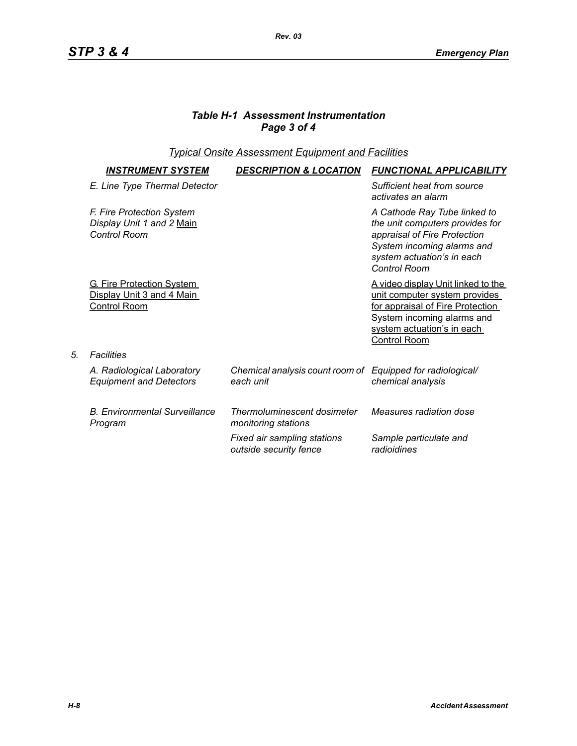### *Table H-1 Assessment Instrumentation*
### *Page 3 of 4*

*Typical Onsite Assessment Equipment and Facilities*

| | *INSTRUMENT SYSTEM* | *DESCRIPTION & LOCATION* | *FUNCTIONAL APPLICABILITY* |
|---|---|---|---|
| | *E. Line Type Thermal Detector* | | *Sufficient heat from source activates an alarm* |
| | *F. Fire Protection System Display Unit 1 and 2 Main Control Room* | | *A Cathode Ray Tube linked to the unit computers provides for appraisal of Fire Protection System incoming alarms and system actuation's in each Control Room* |
| | G. Fire Protection System Display Unit 3 and 4 Main Control Room | | A video display Unit linked to the unit computer system provides for appraisal of Fire Protection System incoming alarms and system actuation's in each Control Room |
| *5.* | *Facilities* | | |
| | *A. Radiological Laboratory Equipment and Detectors* | *Chemical analysis count room of each unit* | *Equipped for radiological/ chemical analysis* |
| | *B. Environmental Surveillance Program* | *Thermoluminescent dosimeter monitoring stations* | *Measures radiation dose* |
| | | *Fixed air sampling stations outside security fence* | *Sample particulate and radioidines* |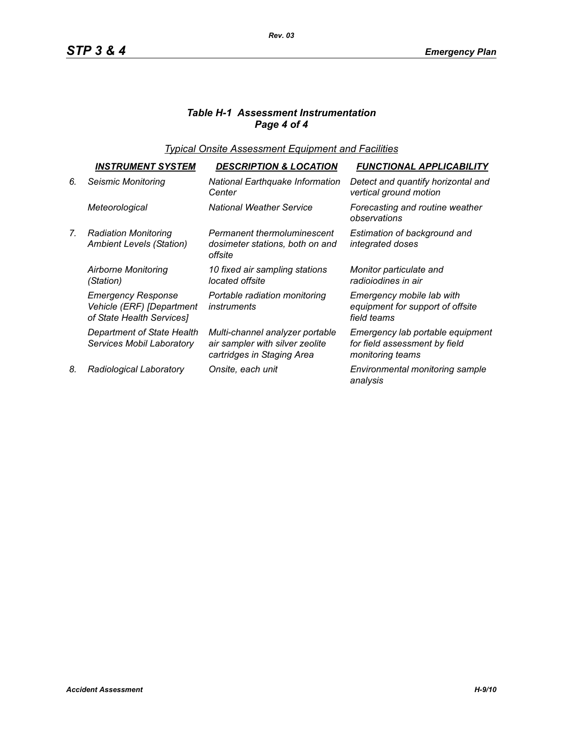### *Table H-1 Assessment Instrumentation*
### *Page 4 of 4*

*Typical Onsite Assessment Equipment and Facilities*

| | *INSTRUMENT SYSTEM* | *DESCRIPTION & LOCATION* | *FUNCTIONAL APPLICABILITY* |
|---|---|---|---|
| *6.* | *Seismic Monitoring* | *National Earthquake Information Center* | *Detect and quantify horizontal and vertical ground motion* |
| | *Meteorological* | *National Weather Service* | *Forecasting and routine weather observations* |
| *7.* | *Radiation Monitoring Ambient Levels (Station)* | *Permanent thermoluminescent dosimeter stations, both on and offsite* | *Estimation of background and integrated doses* |
| | *Airborne Monitoring (Station)* | *10 fixed air sampling stations located offsite* | *Monitor particulate and radioiodines in air* |
| | *Emergency Response Vehicle (ERF) [Department of State Health Services]* | *Portable radiation monitoring instruments* | *Emergency mobile lab with equipment for support of offsite field teams* |
| | *Department of State Health Services Mobil Laboratory* | *Multi-channel analyzer portable air sampler with silver zeolite cartridges in Staging Area* | *Emergency lab portable equipment for field assessment by field monitoring teams* |
| *8.* | *Radiological Laboratory* | *Onsite, each unit* | *Environmental monitoring sample analysis* |